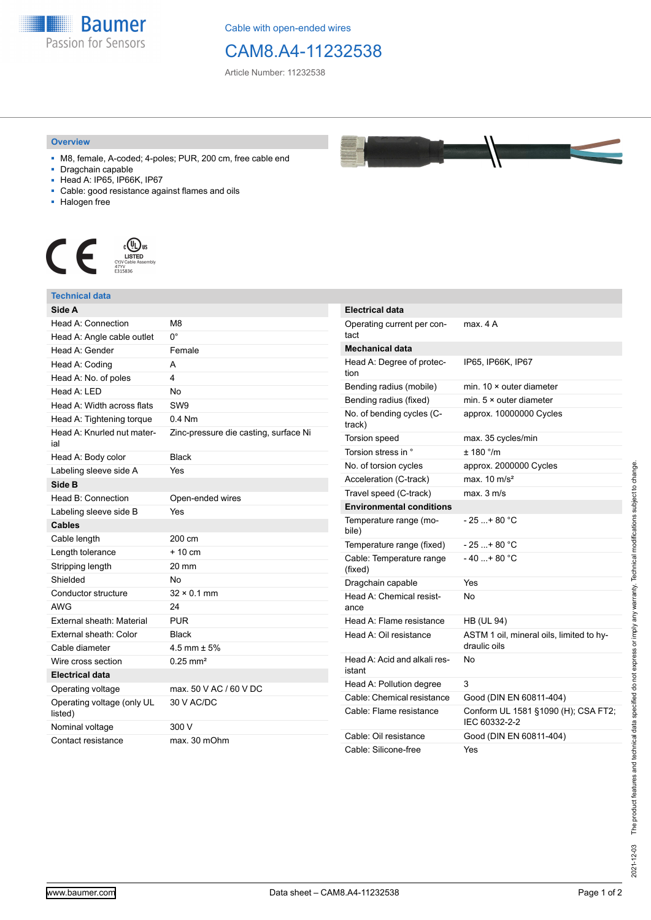Cable with open-ended wires

# CAM8.A4-11232538

Article Number: 11232538

## Overview

- M8, female, A-coded; 4-poles; PUR, 200 cm, free cable end
- Dragchain capable
- Head A: IP65, IP66K, IP67
- Cable: good resistance against flames and oils
- Halogen free

## Technical data

| Side A | |
|---|---|
| Head A: Connection | M8 |
| Head A: Angle cable outlet | 0° |
| Head A: Gender | Female |
| Head A: Coding | A |
| Head A: No. of poles | 4 |
| Head A: LED | No |
| Head A: Width across flats | SW9 |
| Head A: Tightening torque | 0.4 Nm |
| Head A: Knurled nut material | Zinc-pressure die casting, surface Ni |
| Head A: Body color | Black |
| Labeling sleeve side A | Yes |
| **Side B** | |
| Head B: Connection | Open-ended wires |
| Labeling sleeve side B | Yes |
| **Cables** | |
| Cable length | 200 cm |
| Length tolerance | + 10 cm |
| Stripping length | 20 mm |
| Shielded | No |
| Conductor structure | 32 × 0.1 mm |
| AWG | 24 |
| External sheath: Material | PUR |
| External sheath: Color | Black |
| Cable diameter | 4.5 mm ± 5% |
| Wire cross section | 0.25 mm² |
| **Electrical data** | |
| Operating voltage | max. 50 V AC / 60 V DC |
| Operating voltage (only UL listed) | 30 V AC/DC |
| Nominal voltage | 300 V |
| Contact resistance | max. 30 mOhm |

| Electrical data | |
|---|---|
| Operating current per contact | max. 4 A |
| **Mechanical data** | |
| Head A: Degree of protection | IP65, IP66K, IP67 |
| Bending radius (mobile) | min. 10 × outer diameter |
| Bending radius (fixed) | min. 5 × outer diameter |
| No. of bending cycles (C-track) | approx. 10000000 Cycles |
| Torsion speed | max. 35 cycles/min |
| Torsion stress in ° | ± 180 °/m |
| No. of torsion cycles | approx. 2000000 Cycles |
| Acceleration (C-track) | max. 10 m/s² |
| Travel speed (C-track) | max. 3 m/s |
| **Environmental conditions** | |
| Temperature range (mobile) | - 25 ...+ 80 °C |
| Temperature range (fixed) | - 25 ...+ 80 °C |
| Cable: Temperature range (fixed) | - 40 ...+ 80 °C |
| Dragchain capable | Yes |
| Head A: Chemical resistance | No |
| Head A: Flame resistance | HB (UL 94) |
| Head A: Oil resistance | ASTM 1 oil, mineral oils, limited to hydraulic oils |
| Head A: Acid and alkali resistant | No |
| Head A: Pollution degree | 3 |
| Cable: Chemical resistance | Good (DIN EN 60811-404) |
| Cable: Flame resistance | Conform UL 1581 §1090 (H); CSA FT2; IEC 60332-2-2 |
| Cable: Oil resistance | Good (DIN EN 60811-404) |
| Cable: Silicone-free | Yes |

2021-12-03 The product features and technical data specified do not express or imply any warranty. Technical modifications subject to change.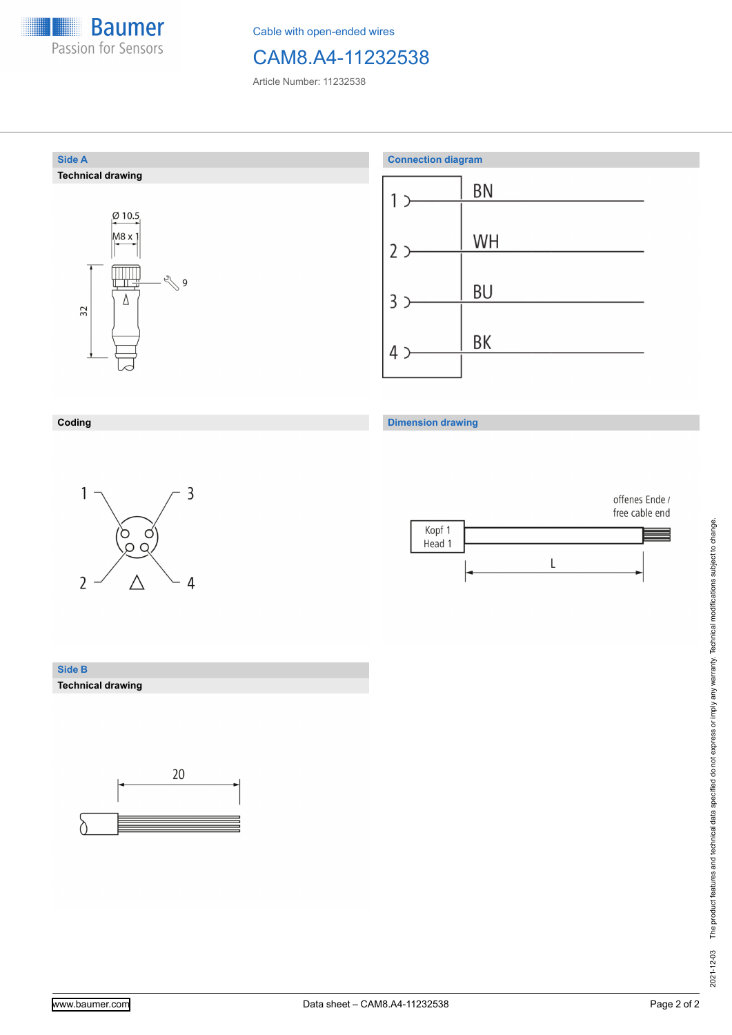Cable with open-ended wires

# CAM8.A4-11232538

Article Number: 11232538

## Side A

### Technical drawing

Ø 10.5

M8 x 1

9

32

## Connection diagram

1 BN

2 WH

3 BU

4 BK

### Coding

1

3

2

4

## Dimension drawing

offenes Ende / free cable end

Kopf 1
Head 1

L

## Side B

### Technical drawing

20

The product features and technical data specified do not express or imply any warranty. Technical modifications subject to change.

2021-12-03

www.baumer.com

Data sheet – CAM8.A4-11232538